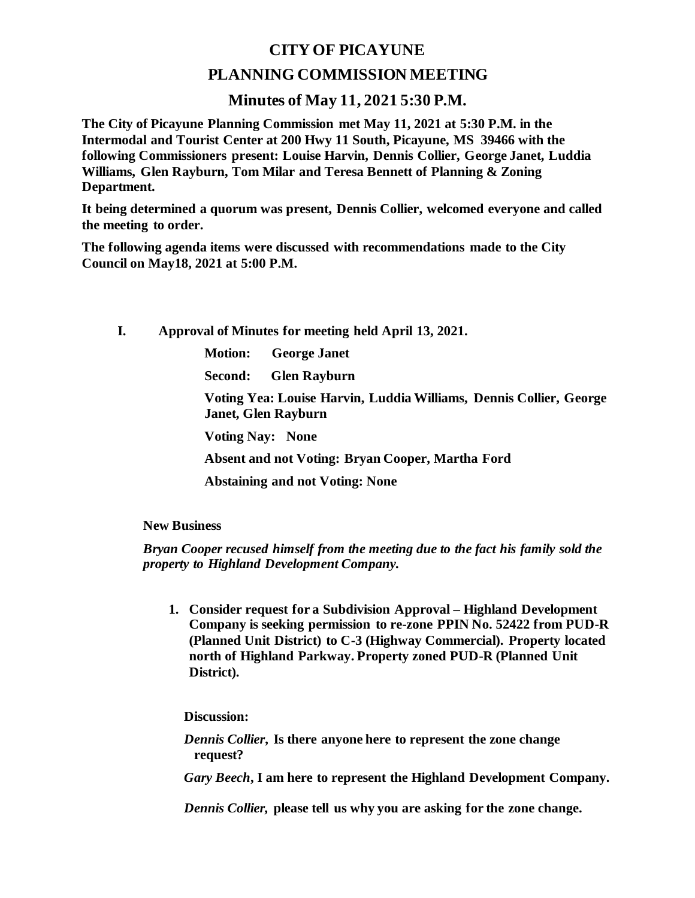# CITY OF PICAYUNE

## PLANNING COMMISSION MEETING

### Minutes of May 11, 2021 5:30 P.M.

**The City of Picayune Planning Commission met May 11, 2021 at 5:30 P.M. in the Intermodal and Tourist Center at 200 Hwy 11 South, Picayune, MS 39466 with the following Commissioners present: Louise Harvin, Dennis Collier, George Janet, Luddia Williams, Glen Rayburn, Tom Milar and Teresa Bennett of Planning & Zoning Department.**

**It being determined a quorum was present, Dennis Collier, welcomed everyone and called the meeting to order.**

**The following agenda items were discussed with recommendations made to the City Council on May18, 2021 at 5:00 P.M.**

**I. Approval of Minutes for meeting held April 13, 2021.**

**Motion: George Janet**

**Second: Glen Rayburn**

**Voting Yea: Louise Harvin, Luddia Williams, Dennis Collier, George Janet, Glen Rayburn**

**Voting Nay: None**

**Absent and not Voting: Bryan Cooper, Martha Ford**

**Abstaining and not Voting: None**

**New Business**

***Bryan Cooper recused himself from the meeting due to the fact his family sold the property to Highland Development Company.***

1. **Consider request for a Subdivision Approval – Highland Development Company is seeking permission to re-zone PPIN No. 52422 from PUD-R (Planned Unit District) to C-3 (Highway Commercial). Property located north of Highland Parkway. Property zoned PUD-R (Planned Unit District).**

**Discussion:**

***Dennis Collier*, Is there anyone here to represent the zone change request?**

***Gary Beech*, I am here to represent the Highland Development Company.**

***Dennis Collier*, please tell us why you are asking for the zone change.**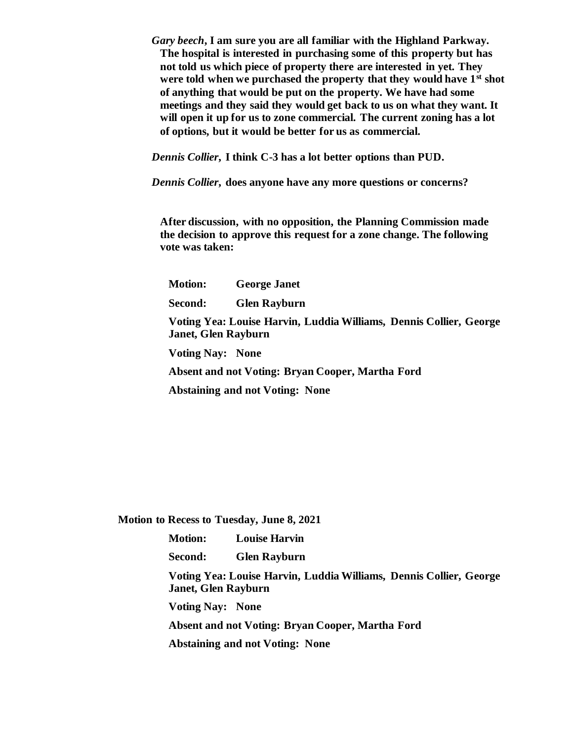***Gary beech*, I am sure you are all familiar with the Highland Parkway. The hospital is interested in purchasing some of this property but has not told us which piece of property there are interested in yet. They were told when we purchased the property that they would have 1st shot of anything that would be put on the property. We have had some meetings and they said they would get back to us on what they want. It will open it up for us to zone commercial. The current zoning has a lot of options, but it would be better for us as commercial.**

***Dennis Collier*, I think C-3 has a lot better options than PUD.**

***Dennis Collier*, does anyone have any more questions or concerns?**

**After discussion, with no opposition, the Planning Commission made the decision to approve this request for a zone change. The following vote was taken:**

**Motion:** **George Janet**

**Second:** **Glen Rayburn**

**Voting Yea: Louise Harvin, Luddia Williams, Dennis Collier, George Janet, Glen Rayburn**

**Voting Nay: None**

**Absent and not Voting: Bryan Cooper, Martha Ford**

**Abstaining and not Voting: None**

**Motion to Recess to Tuesday, June 8, 2021**

**Motion:** **Louise Harvin**

**Second:** **Glen Rayburn**

**Voting Yea: Louise Harvin, Luddia Williams, Dennis Collier, George Janet, Glen Rayburn**

**Voting Nay: None**

**Absent and not Voting: Bryan Cooper, Martha Ford**

**Abstaining and not Voting: None**